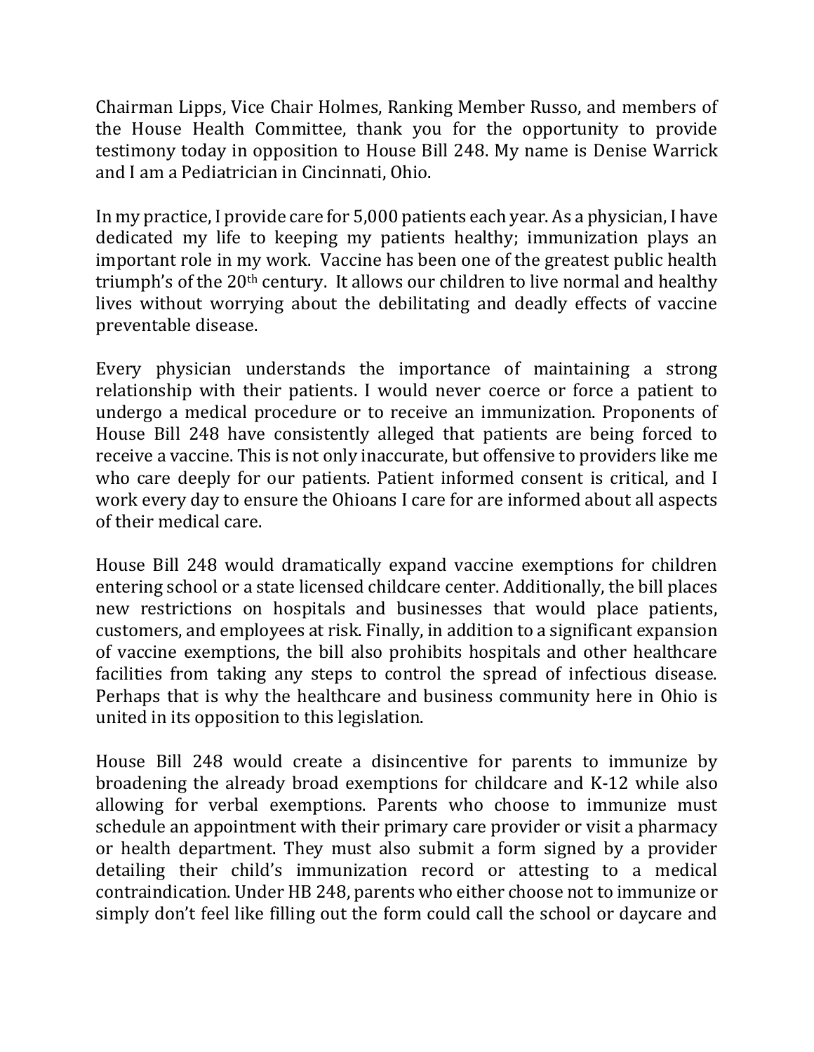Chairman Lipps, Vice Chair Holmes, Ranking Member Russo, and members of the House Health Committee, thank you for the opportunity to provide testimony today in opposition to House Bill 248. My name is Denise Warrick and I am a Pediatrician in Cincinnati, Ohio.

In my practice, I provide care for 5,000 patients each year. As a physician, I have dedicated my life to keeping my patients healthy; immunization plays an important role in my work. Vaccine has been one of the greatest public health triumph's of the 20th century. It allows our children to live normal and healthy lives without worrying about the debilitating and deadly effects of vaccine preventable disease.

Every physician understands the importance of maintaining a strong relationship with their patients. I would never coerce or force a patient to undergo a medical procedure or to receive an immunization. Proponents of House Bill 248 have consistently alleged that patients are being forced to receive a vaccine. This is not only inaccurate, but offensive to providers like me who care deeply for our patients. Patient informed consent is critical, and I work every day to ensure the Ohioans I care for are informed about all aspects of their medical care.

House Bill 248 would dramatically expand vaccine exemptions for children entering school or a state licensed childcare center. Additionally, the bill places new restrictions on hospitals and businesses that would place patients, customers, and employees at risk. Finally, in addition to a significant expansion of vaccine exemptions, the bill also prohibits hospitals and other healthcare facilities from taking any steps to control the spread of infectious disease. Perhaps that is why the healthcare and business community here in Ohio is united in its opposition to this legislation.

House Bill 248 would create a disincentive for parents to immunize by broadening the already broad exemptions for childcare and K-12 while also allowing for verbal exemptions. Parents who choose to immunize must schedule an appointment with their primary care provider or visit a pharmacy or health department. They must also submit a form signed by a provider detailing their child's immunization record or attesting to a medical contraindication. Under HB 248, parents who either choose not to immunize or simply don't feel like filling out the form could call the school or daycare and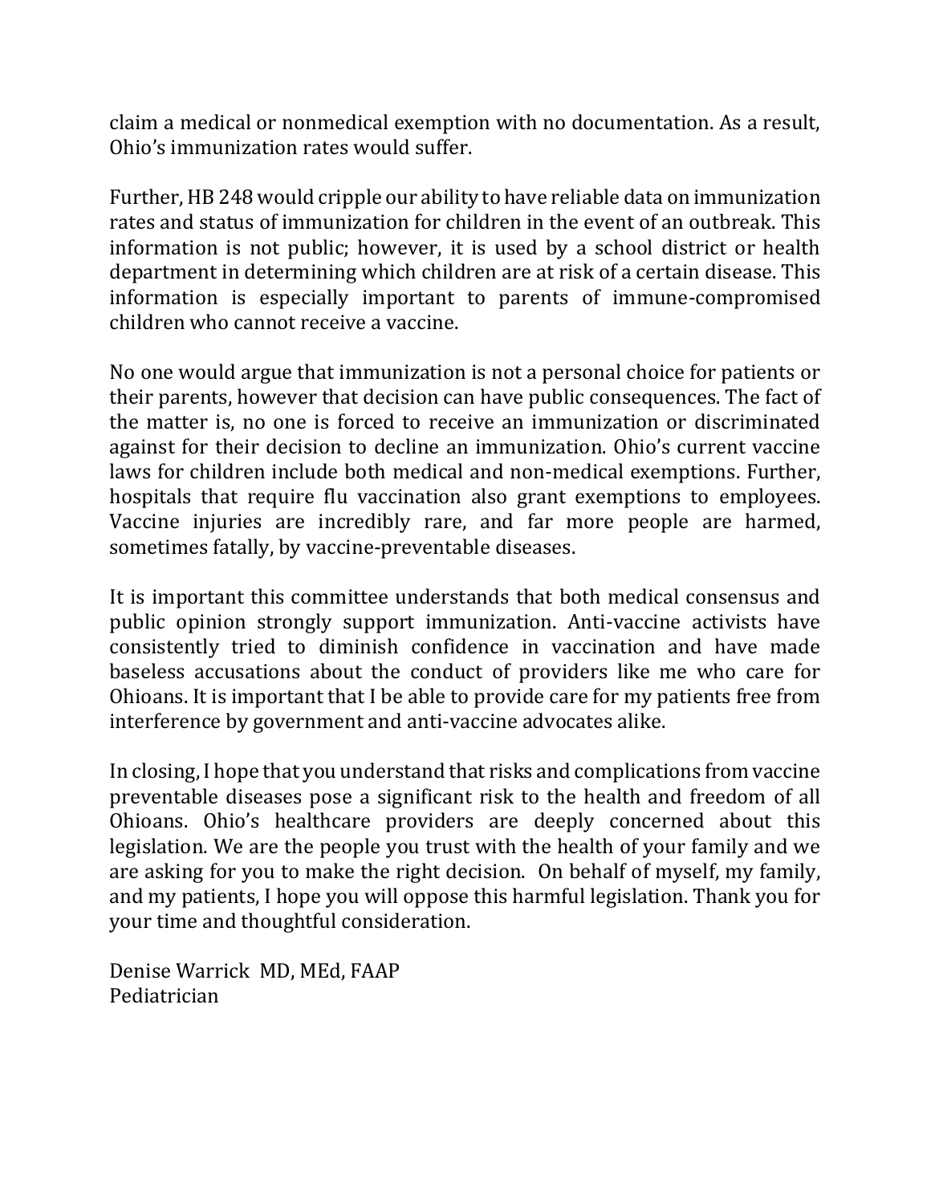claim a medical or nonmedical exemption with no documentation. As a result, Ohio's immunization rates would suffer.

Further, HB 248 would cripple our ability to have reliable data on immunization rates and status of immunization for children in the event of an outbreak. This information is not public; however, it is used by a school district or health department in determining which children are at risk of a certain disease. This information is especially important to parents of immune-compromised children who cannot receive a vaccine.

No one would argue that immunization is not a personal choice for patients or their parents, however that decision can have public consequences. The fact of the matter is, no one is forced to receive an immunization or discriminated against for their decision to decline an immunization. Ohio's current vaccine laws for children include both medical and non-medical exemptions. Further, hospitals that require flu vaccination also grant exemptions to employees. Vaccine injuries are incredibly rare, and far more people are harmed, sometimes fatally, by vaccine-preventable diseases.

It is important this committee understands that both medical consensus and public opinion strongly support immunization. Anti-vaccine activists have consistently tried to diminish confidence in vaccination and have made baseless accusations about the conduct of providers like me who care for Ohioans. It is important that I be able to provide care for my patients free from interference by government and anti-vaccine advocates alike.

In closing, I hope that you understand that risks and complications from vaccine preventable diseases pose a significant risk to the health and freedom of all Ohioans. Ohio's healthcare providers are deeply concerned about this legislation. We are the people you trust with the health of your family and we are asking for you to make the right decision. On behalf of myself, my family, and my patients, I hope you will oppose this harmful legislation. Thank you for your time and thoughtful consideration.

Denise Warrick MD, MEd, FAAP  
Pediatrician